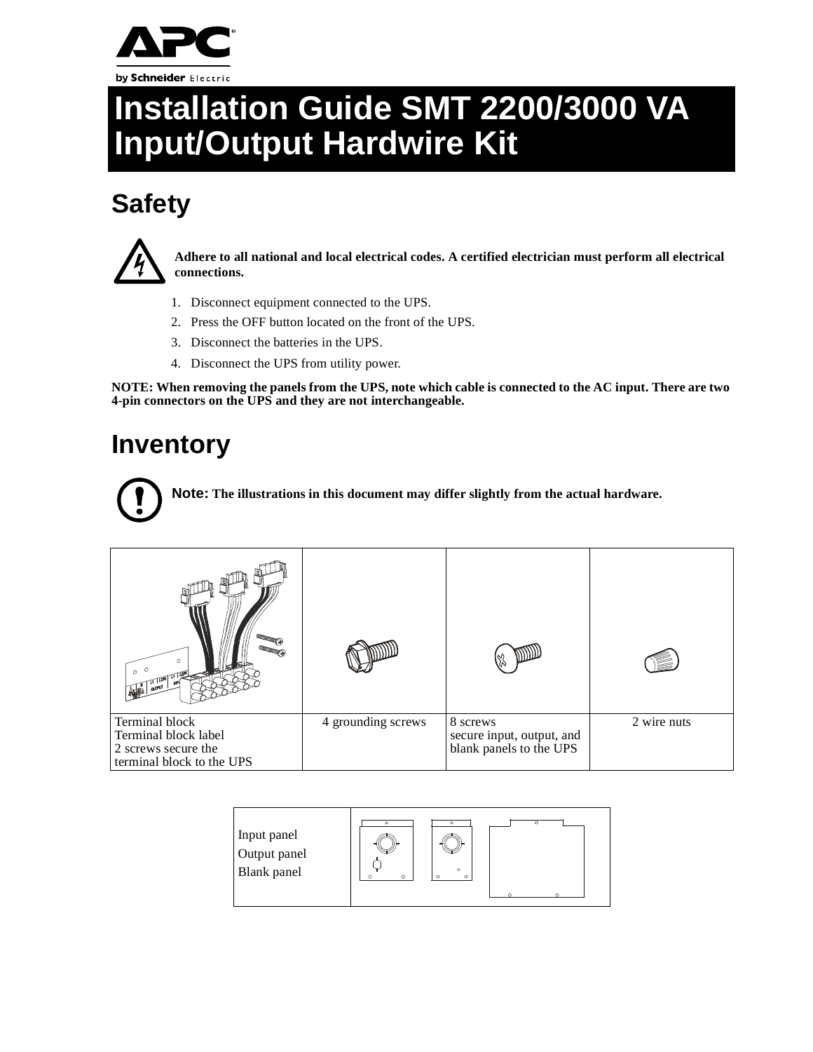# Installation Guide SMT 2200/3000 VA Input/Output Hardwire Kit

## Safety

**Adhere to all national and local electrical codes. A certified electrician must perform all electrical connections.**

1. Disconnect equipment connected to the UPS.
2. Press the OFF button located on the front of the UPS.
3. Disconnect the batteries in the UPS.
4. Disconnect the UPS from utility power.

**NOTE: When removing the panels from the UPS, note which cable is connected to the AC input. There are two 4-pin connectors on the UPS and they are not interchangeable.**

## Inventory

**Note: The illustrations in this document may differ slightly from the actual hardware.**

| | | | |
|---|---|---|---|
| Terminal block<br>Terminal block label<br>2 screws secure the terminal block to the UPS | 4 grounding screws | 8 screws<br>secure input, output, and blank panels to the UPS | 2 wire nuts |

| | |
|---|---|
| Input panel<br>Output panel<br>Blank panel | |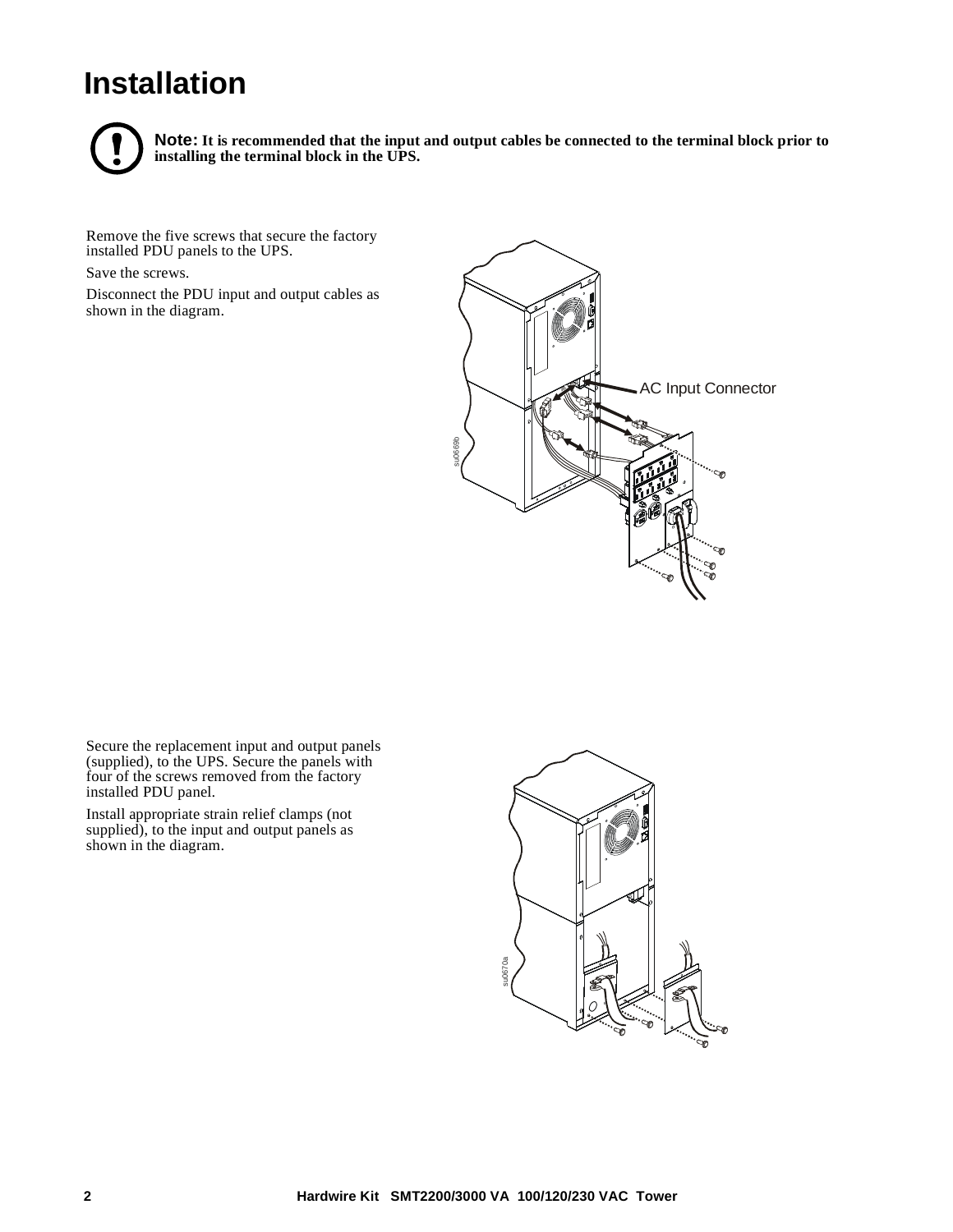# Installation

**Note: It is recommended that the input and output cables be connected to the terminal block prior to installing the terminal block in the UPS.**

Remove the five screws that secure the factory installed PDU panels to the UPS.

Save the screws.

Disconnect the PDU input and output cables as shown in the diagram.

Secure the replacement input and output panels (supplied), to the UPS. Secure the panels with four of the screws removed from the factory installed PDU panel.

Install appropriate strain relief clamps (not supplied), to the input and output panels as shown in the diagram.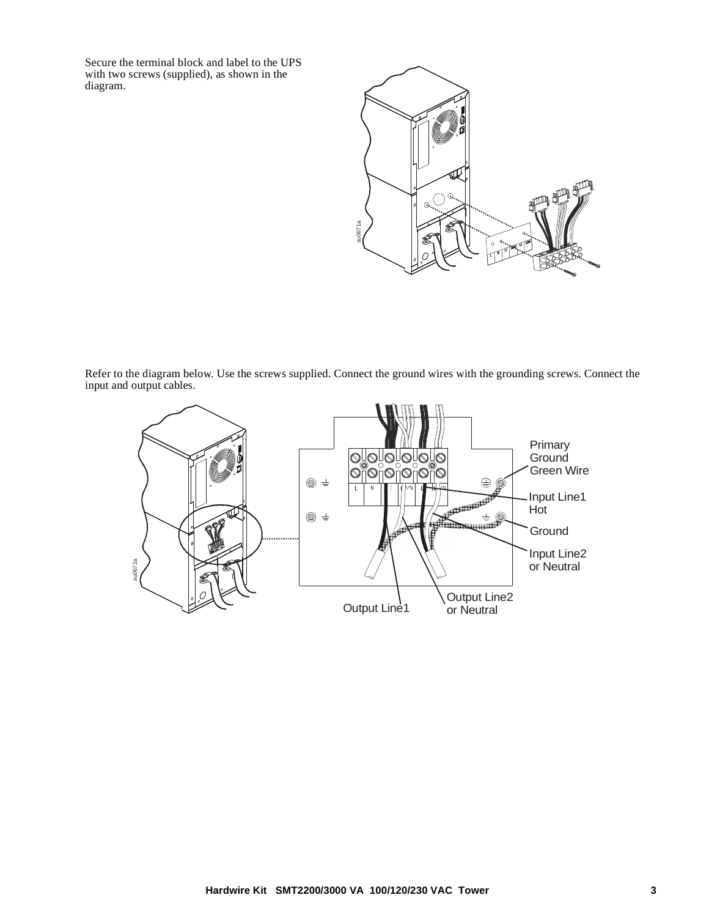Secure the terminal block and label to the UPS with two screws (supplied), as shown in the diagram.

Refer to the diagram below. Use the screws supplied. Connect the ground wires with the grounding screws. Connect the input and output cables.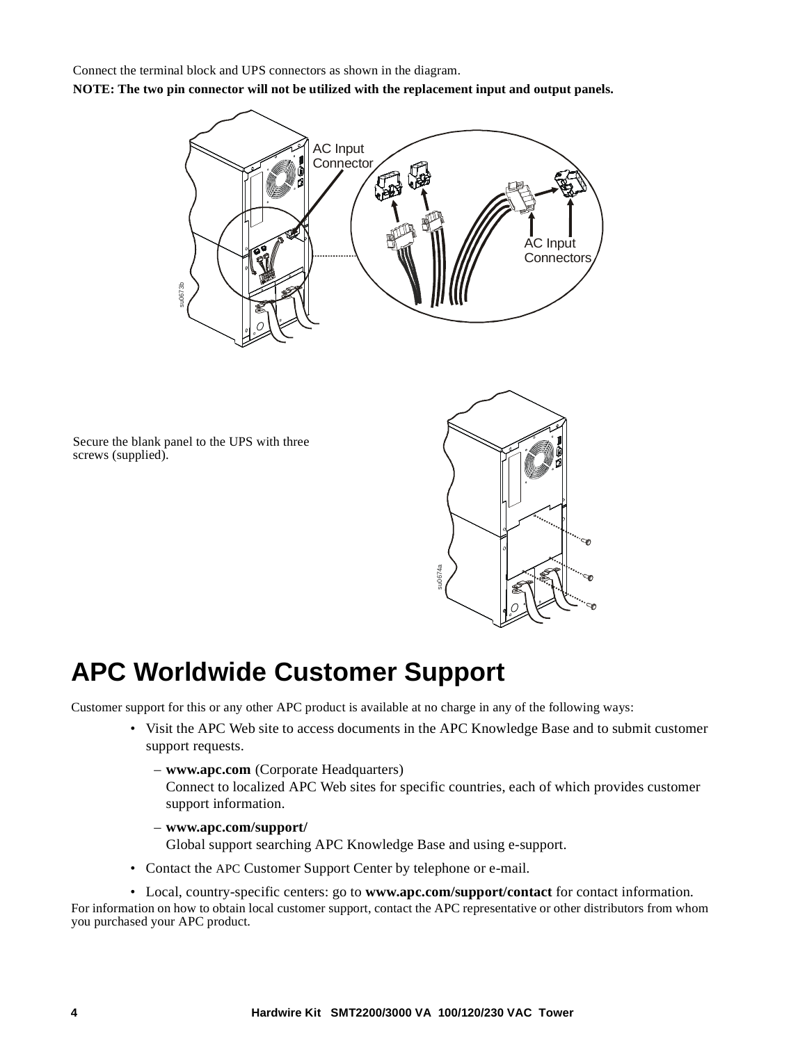Connect the terminal block and UPS connectors as shown in the diagram.

**NOTE: The two pin connector will not be utilized with the replacement input and output panels.**

Secure the blank panel to the UPS with three screws (supplied).

# APC Worldwide Customer Support

Customer support for this or any other APC product is available at no charge in any of the following ways:

- Visit the APC Web site to access documents in the APC Knowledge Base and to submit customer support requests.
  - **www.apc.com** (Corporate Headquarters)
    Connect to localized APC Web sites for specific countries, each of which provides customer support information.
  - **www.apc.com/support/**
    Global support searching APC Knowledge Base and using e-support.
- Contact the APC Customer Support Center by telephone or e-mail.
- Local, country-specific centers: go to **www.apc.com/support/contact** for contact information.

For information on how to obtain local customer support, contact the APC representative or other distributors from whom you purchased your APC product.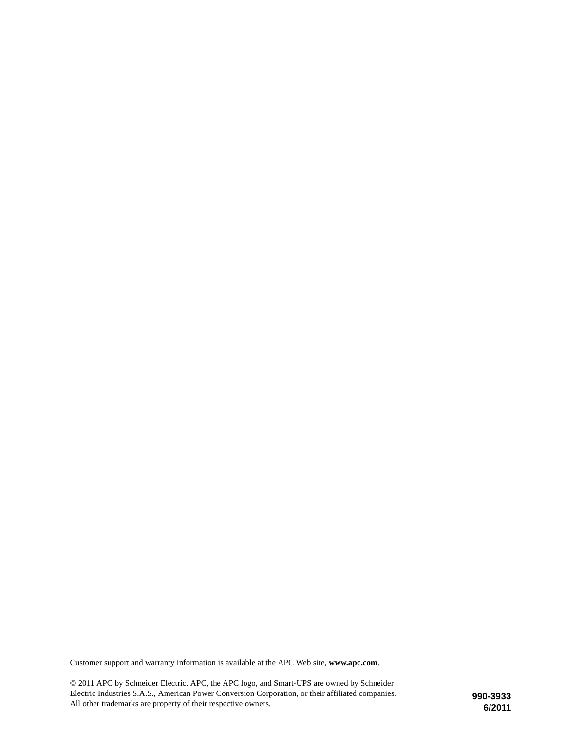Customer support and warranty information is available at the APC Web site, **www.apc.com**.

© 2011 APC by Schneider Electric. APC, the APC logo, and Smart-UPS are owned by Schneider Electric Industries S.A.S., American Power Conversion Corporation, or their affiliated companies. All other trademarks are property of their respective owners.

**990-3933**
**6/2011**